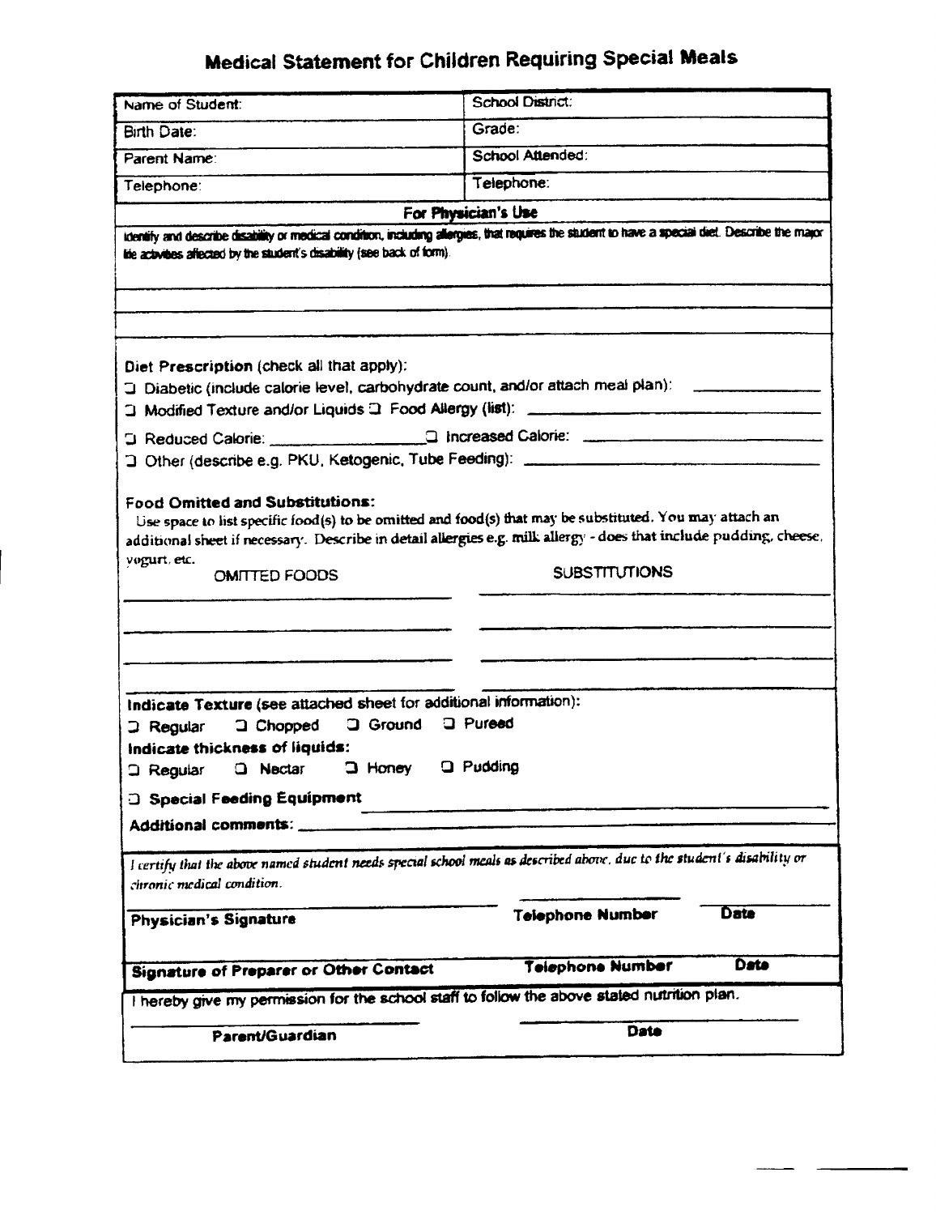# Medical Statement for Children Requiring Special Meals

| Name of Student: | School District: |
|---|---|
| Birth Date: | Grade: |
| Parent Name: | School Attended: |
| Telephone: | Telephone: |

## For Physician's Use

Identify and describe disability or medical condition, including allergies, that requires the student to have a special diet. Describe the major life activities affected by the student's disability (see back of form).

**Diet Prescription** (check all that apply):

- ❑ Diabetic (include calorie level, carbohydrate count, and/or attach meal plan): ______________
- ❑ Modified Texture and/or Liquids ❑ Food Allergy (list): ______________
- ❑ Reduced Calorie: ______________ ❑ Increased Calorie: ______________
- ❑ Other (describe e.g. PKU, Ketogenic, Tube Feeding): ______________

**Food Omitted and Substitutions:**

Use space to list specific food(s) to be omitted and food(s) that may be substituted. You may attach an additional sheet if necessary. Describe in detail allergies e.g. milk allergy - does that include pudding, cheese, yogurt, etc.

| OMITTED FOODS | SUBSTITUTIONS |
|---|---|
| | |
| | |
| | |

**Indicate Texture** (see attached sheet for additional information):

❑ Regular ❑ Chopped ❑ Ground ❑ Pureed

**Indicate thickness of liquids:**

❑ Regular ❑ Nectar ❑ Honey ❑ Pudding

❑ **Special Feeding Equipment** ______________

**Additional comments:** ______________

*I certify that the above named student needs special school meals as described above, due to the student's disability or chronic medical condition.*

| **Physician's Signature** | **Telephone Number** | **Date** |
|---|---|---|
| **Signature of Preparer or Other Contact** | **Telephone Number** | **Date** |

I hereby give my permission for the school staff to follow the above stated nutrition plan.

| **Parent/Guardian** | **Date** |
|---|---|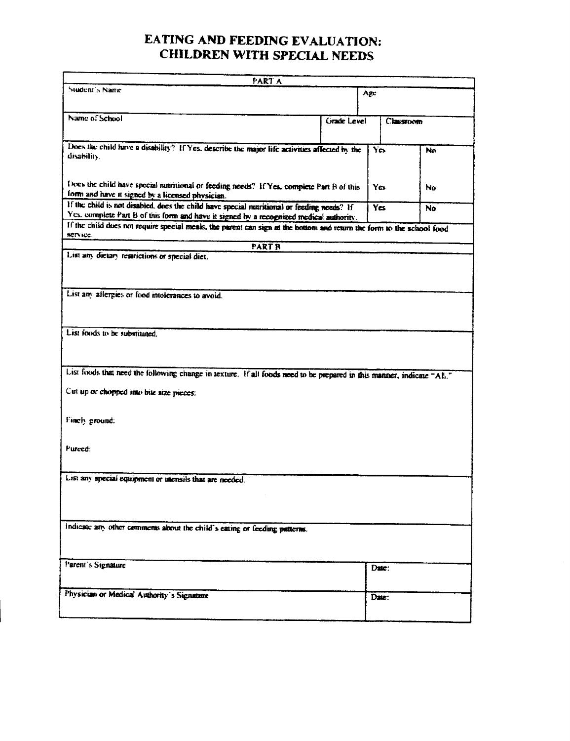# EATING AND FEEDING EVALUATION: CHILDREN WITH SPECIAL NEEDS

| PART A | | | |
|---|---|---|---|
| Student's Name | | Age | |
| Name of School | Grade Level | Classroom | |
| Does the child have a disability? If Yes, describe the major life activities affected by the disability. | | Yes | No |
| Does the child have special nutritional or feeding needs? If Yes, complete Part B of this form and have it signed by a licensed physician. | | Yes | No |
| If the child is not disabled, does the child have special nutritional or feeding needs? If Yes, complete Part B of this form and have it signed by a recognized medical authority. | | Yes | No |
| If the child does not require special meals, the parent can sign at the bottom and return the form to the school food service. | | | |

| PART B | |
|---|---|
| List any dietary restrictions or special diet. | |
| List any allergies or food intolerances to avoid. | |
| List foods to be substituted. | |
| List foods that need the following change in texture. If all foods need to be prepared in this manner, indicate "All."<br><br>Cut up or chopped into bite size pieces:<br><br>Finely ground:<br><br>Pureed: | |
| List any special equipment or utensils that are needed. | |
| Indicate any other comments about the child's eating or feeding patterns. | |
| Parent's Signature | Date: |
| Physician or Medical Authority's Signature | Date: |